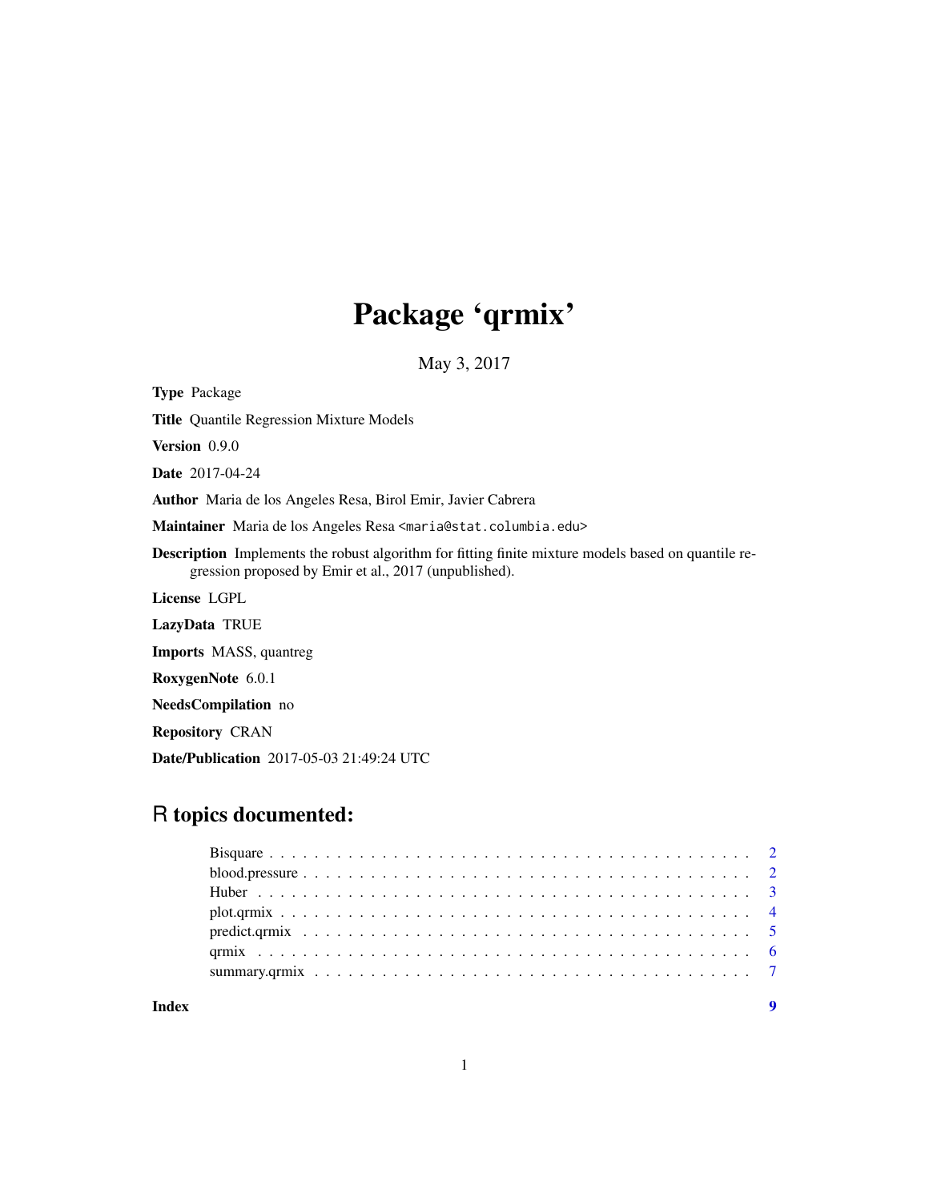# Package 'qrmix'

May 3, 2017

**Type** Package

**Title** Quantile Regression Mixture Models

**Version** 0.9.0

**Date** 2017-04-24

**Author** Maria de los Angeles Resa, Birol Emir, Javier Cabrera

**Maintainer** Maria de los Angeles Resa <maria@stat.columbia.edu>

**Description** Implements the robust algorithm for fitting finite mixture models based on quantile regression proposed by Emir et al., 2017 (unpublished).

**License** LGPL

**LazyData** TRUE

**Imports** MASS, quantreg

**RoxygenNote** 6.0.1

**NeedsCompilation** no

**Repository** CRAN

**Date/Publication** 2017-05-03 21:49:24 UTC

## R topics documented:

- Bisquare . . . . . . . . . . . . . . . . . . . . . . . . . . . . . . . . . . . . . . . . 2
- blood.pressure . . . . . . . . . . . . . . . . . . . . . . . . . . . . . . . . . . . . . 2
- Huber . . . . . . . . . . . . . . . . . . . . . . . . . . . . . . . . . . . . . . . . . 3
- plot.qrmix . . . . . . . . . . . . . . . . . . . . . . . . . . . . . . . . . . . . . . . 4
- predict.qrmix . . . . . . . . . . . . . . . . . . . . . . . . . . . . . . . . . . . . . 5
- qrmix . . . . . . . . . . . . . . . . . . . . . . . . . . . . . . . . . . . . . . . . . 6
- summary.qrmix . . . . . . . . . . . . . . . . . . . . . . . . . . . . . . . . . . . . 7

**Index** 9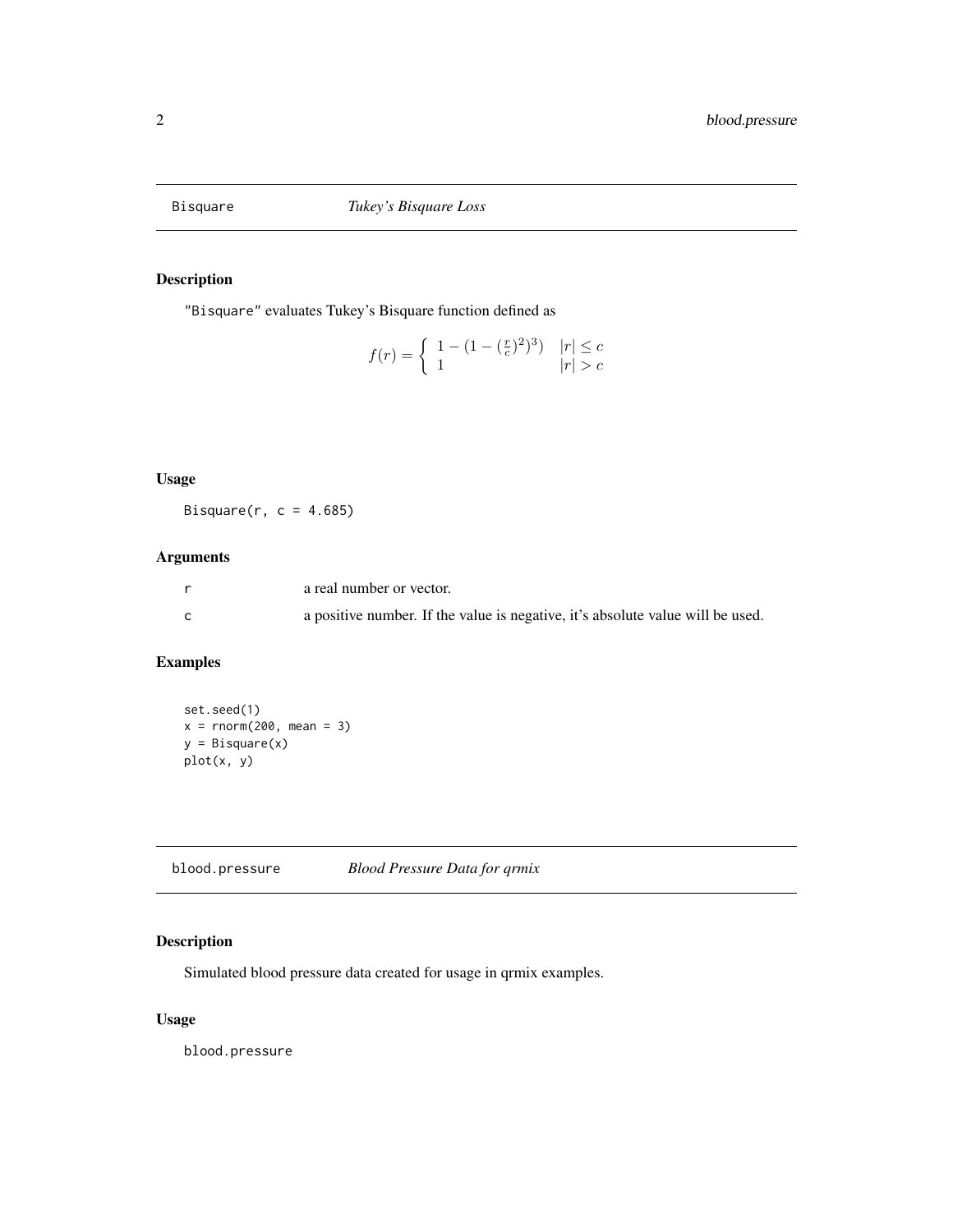## Bisquare *Tukey's Bisquare Loss*

### Description

"Bisquare" evaluates Tukey's Bisquare function defined as

$$f(r) = \begin{cases} 1 - (1 - (\frac{r}{c})^2)^3) & |r| \le c \\ 1 & |r| > c \end{cases}$$

### Usage

```
Bisquare(r, c = 4.685)
```

### Arguments

| | |
|---|---|
| r | a real number or vector. |
| c | a positive number. If the value is negative, it's absolute value will be used. |

### Examples

```
set.seed(1)
x = rnorm(200, mean = 3)
y = Bisquare(x)
plot(x, y)
```

## blood.pressure *Blood Pressure Data for qrmix*

### Description

Simulated blood pressure data created for usage in qrmix examples.

### Usage

```
blood.pressure
```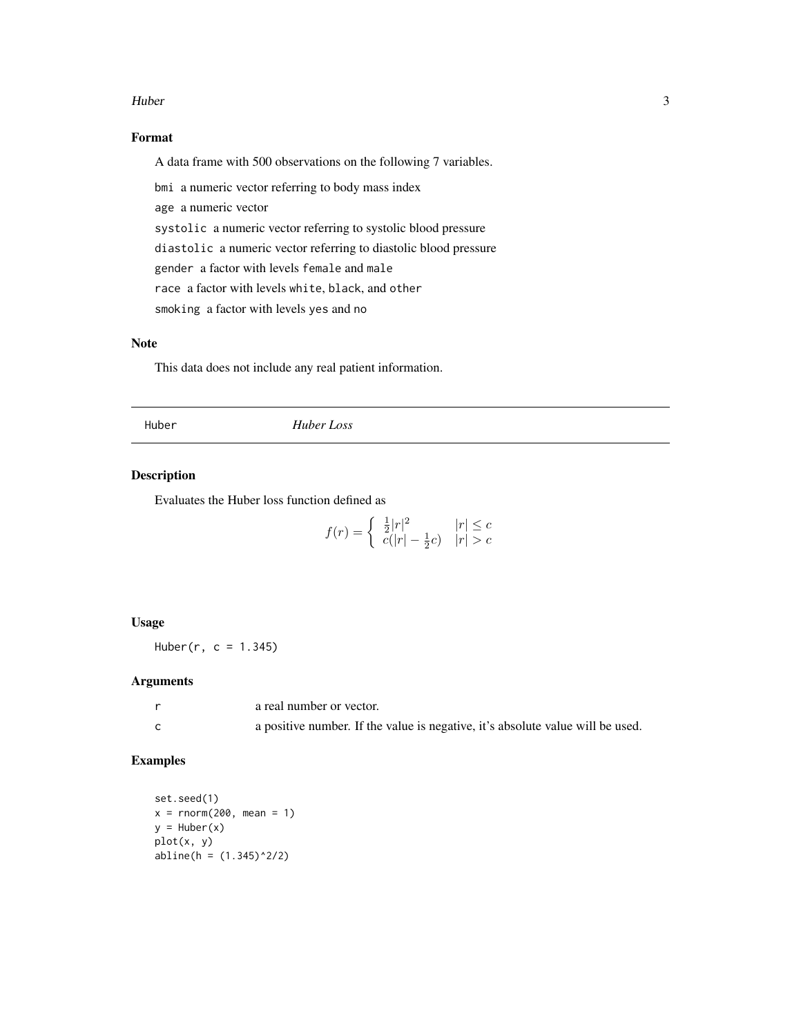### Format

A data frame with 500 observations on the following 7 variables.

`bmi` a numeric vector referring to body mass index

`age` a numeric vector

`systolic` a numeric vector referring to systolic blood pressure

`diastolic` a numeric vector referring to diastolic blood pressure

`gender` a factor with levels `female` and `male`

`race` a factor with levels `white`, `black`, and `other`

`smoking` a factor with levels `yes` and `no`

### Note

This data does not include any real patient information.

---

## `Huber` *Huber Loss*

### Description

Evaluates the Huber loss function defined as

$$f(r) = \begin{cases} \frac{1}{2}|r|^2 & |r| \le c \\ c(|r| - \frac{1}{2}c) & |r| > c \end{cases}$$

### Usage

```
Huber(r, c = 1.345)
```

### Arguments

| | |
|---|---|
| `r` | a real number or vector. |
| `c` | a positive number. If the value is negative, it's absolute value will be used. |

### Examples

```
set.seed(1)
x = rnorm(200, mean = 1)
y = Huber(x)
plot(x, y)
abline(h = (1.345)^2/2)
```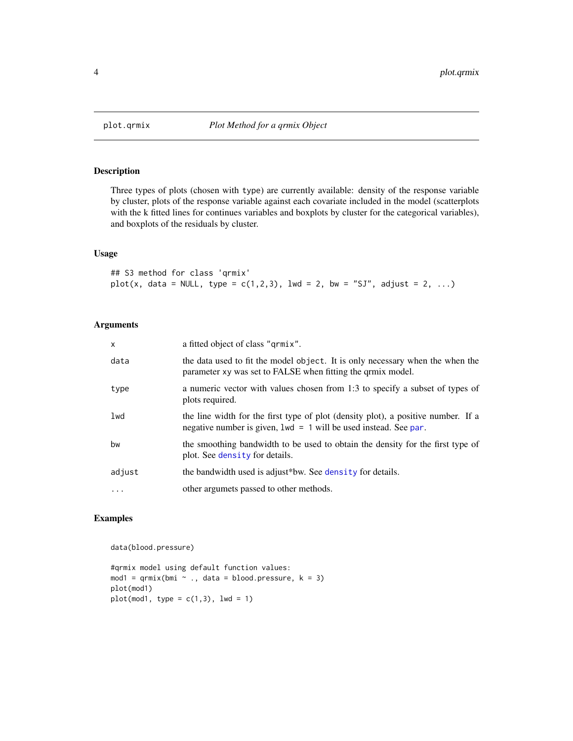# plot.qrmix — *Plot Method for a qrmix Object*

## Description

Three types of plots (chosen with `type`) are currently available: density of the response variable by cluster, plots of the response variable against each covariate included in the model (scatterplots with the k fitted lines for continues variables and boxplots by cluster for the categorical variables), and boxplots of the residuals by cluster.

## Usage

```
## S3 method for class 'qrmix'
plot(x, data = NULL, type = c(1,2,3), lwd = 2, bw = "SJ", adjust = 2, ...)
```

## Arguments

| | |
|---|---|
| `x` | a fitted object of class `"qrmix"`. |
| `data` | the data used to fit the model `object`. It is only necessary when the when the parameter `xy` was set to FALSE when fitting the qrmix model. |
| `type` | a numeric vector with values chosen from 1:3 to specify a subset of types of plots required. |
| `lwd` | the line width for the first type of plot (density plot), a positive number. If a negative number is given, `lwd = 1` will be used instead. See `par`. |
| `bw` | the smoothing bandwidth to be used to obtain the density for the first type of plot. See `density` for details. |
| `adjust` | the bandwidth used is adjust*bw. See `density` for details. |
| `...` | other argumets passed to other methods. |

## Examples

```
data(blood.pressure)

#qrmix model using default function values:
mod1 = qrmix(bmi ~ ., data = blood.pressure, k = 3)
plot(mod1)
plot(mod1, type = c(1,3), lwd = 1)
```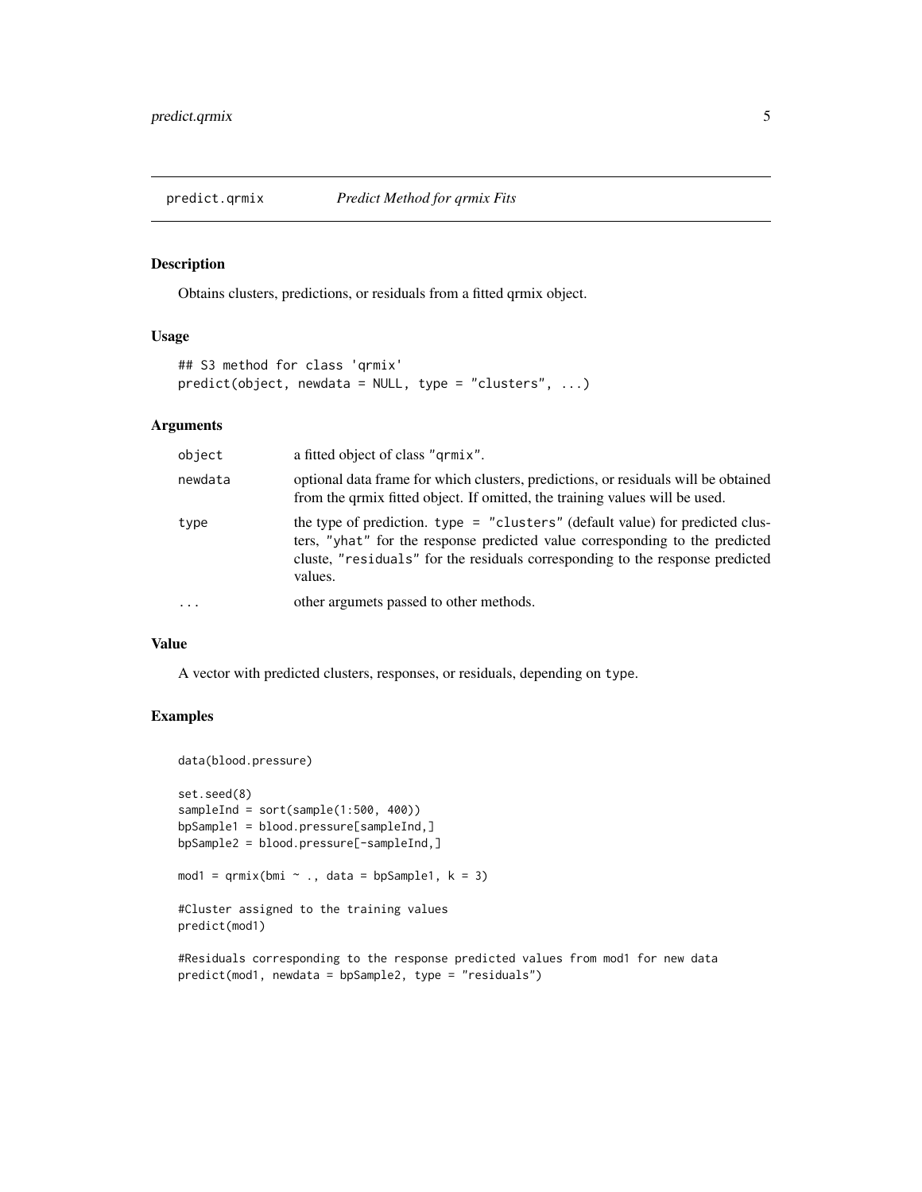## predict.qrmix — *Predict Method for qrmix Fits*

### Description

Obtains clusters, predictions, or residuals from a fitted qrmix object.

### Usage

```
## S3 method for class 'qrmix'
predict(object, newdata = NULL, type = "clusters", ...)
```

### Arguments

| | |
|---|---|
| `object` | a fitted object of class `"qrmix"`. |
| `newdata` | optional data frame for which clusters, predictions, or residuals will be obtained from the qrmix fitted object. If omitted, the training values will be used. |
| `type` | the type of prediction. `type = "clusters"` (default value) for predicted clusters, `"yhat"` for the response predicted value corresponding to the predicted cluste, `"residuals"` for the residuals corresponding to the response predicted values. |
| `...` | other argumets passed to other methods. |

### Value

A vector with predicted clusters, responses, or residuals, depending on `type`.

### Examples

```
data(blood.pressure)

set.seed(8)
sampleInd = sort(sample(1:500, 400))
bpSample1 = blood.pressure[sampleInd,]
bpSample2 = blood.pressure[-sampleInd,]

mod1 = qrmix(bmi ~ ., data = bpSample1, k = 3)

#Cluster assigned to the training values
predict(mod1)

#Residuals corresponding to the response predicted values from mod1 for new data
predict(mod1, newdata = bpSample2, type = "residuals")
```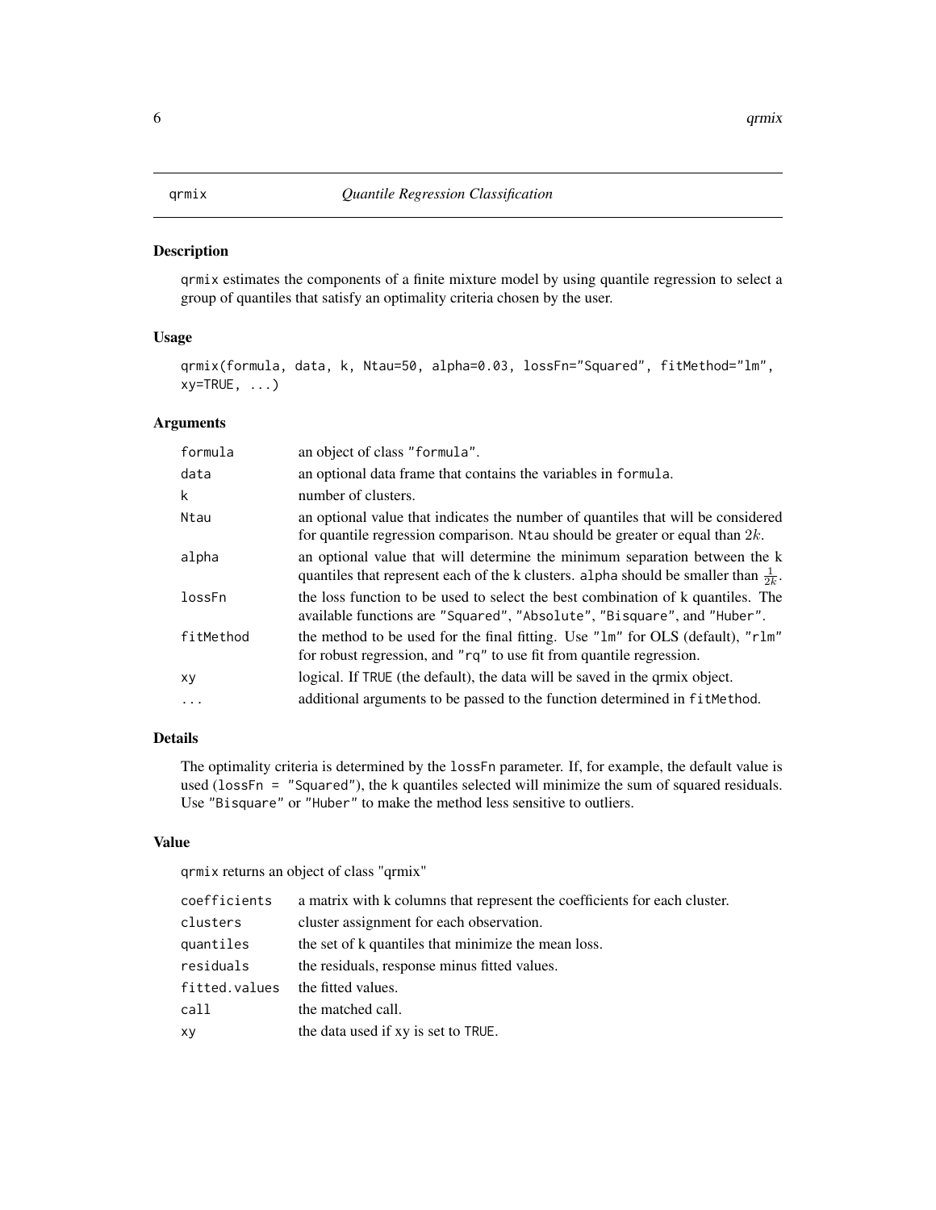# qrmix — *Quantile Regression Classification*

## Description

qrmix estimates the components of a finite mixture model by using quantile regression to select a group of quantiles that satisfy an optimality criteria chosen by the user.

## Usage

```
qrmix(formula, data, k, Ntau=50, alpha=0.03, lossFn="Squared", fitMethod="lm",
xy=TRUE, ...)
```

## Arguments

| | |
|---|---|
| formula | an object of class "formula". |
| data | an optional data frame that contains the variables in formula. |
| k | number of clusters. |
| Ntau | an optional value that indicates the number of quantiles that will be considered for quantile regression comparison. Ntau should be greater or equal than $2k$. |
| alpha | an optional value that will determine the minimum separation between the k quantiles that represent each of the k clusters. alpha should be smaller than $\frac{1}{2k}$. |
| lossFn | the loss function to be used to select the best combination of k quantiles. The available functions are "Squared", "Absolute", "Bisquare", and "Huber". |
| fitMethod | the method to be used for the final fitting. Use "lm" for OLS (default), "rlm" for robust regression, and "rq" to use fit from quantile regression. |
| xy | logical. If TRUE (the default), the data will be saved in the qrmix object. |
| ... | additional arguments to be passed to the function determined in fitMethod. |

## Details

The optimality criteria is determined by the lossFn parameter. If, for example, the default value is used (lossFn = "Squared"), the k quantiles selected will minimize the sum of squared residuals. Use "Bisquare" or "Huber" to make the method less sensitive to outliers.

## Value

qrmix returns an object of class "qrmix"

| | |
|---|---|
| coefficients | a matrix with k columns that represent the coefficients for each cluster. |
| clusters | cluster assignment for each observation. |
| quantiles | the set of k quantiles that minimize the mean loss. |
| residuals | the residuals, response minus fitted values. |
| fitted.values | the fitted values. |
| call | the matched call. |
| xy | the data used if xy is set to TRUE. |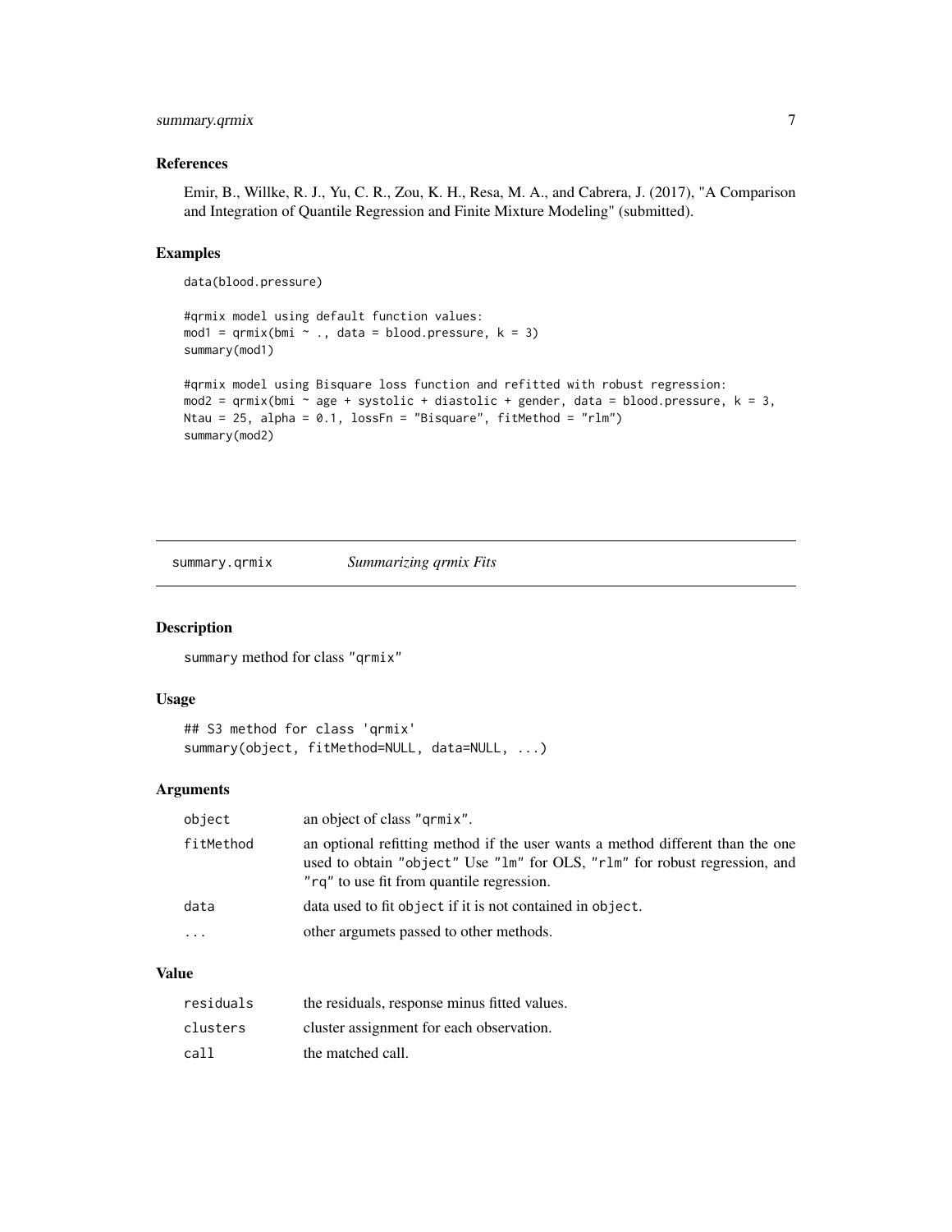## References

Emir, B., Willke, R. J., Yu, C. R., Zou, K. H., Resa, M. A., and Cabrera, J. (2017), "A Comparison and Integration of Quantile Regression and Finite Mixture Modeling" (submitted).

## Examples

```
data(blood.pressure)

#qrmix model using default function values:
mod1 = qrmix(bmi ~ ., data = blood.pressure, k = 3)
summary(mod1)

#qrmix model using Bisquare loss function and refitted with robust regression:
mod2 = qrmix(bmi ~ age + systolic + diastolic + gender, data = blood.pressure, k = 3,
Ntau = 25, alpha = 0.1, lossFn = "Bisquare", fitMethod = "rlm")
summary(mod2)
```

---

# summary.qrmix    *Summarizing qrmix Fits*

## Description

summary method for class "qrmix"

## Usage

```
## S3 method for class 'qrmix'
summary(object, fitMethod=NULL, data=NULL, ...)
```

## Arguments

| | |
|---|---|
| object | an object of class "qrmix". |
| fitMethod | an optional refitting method if the user wants a method different than the one used to obtain "object" Use "lm" for OLS, "rlm" for robust regression, and "rq" to use fit from quantile regression. |
| data | data used to fit object if it is not contained in object. |
| ... | other argumets passed to other methods. |

## Value

| | |
|---|---|
| residuals | the residuals, response minus fitted values. |
| clusters | cluster assignment for each observation. |
| call | the matched call. |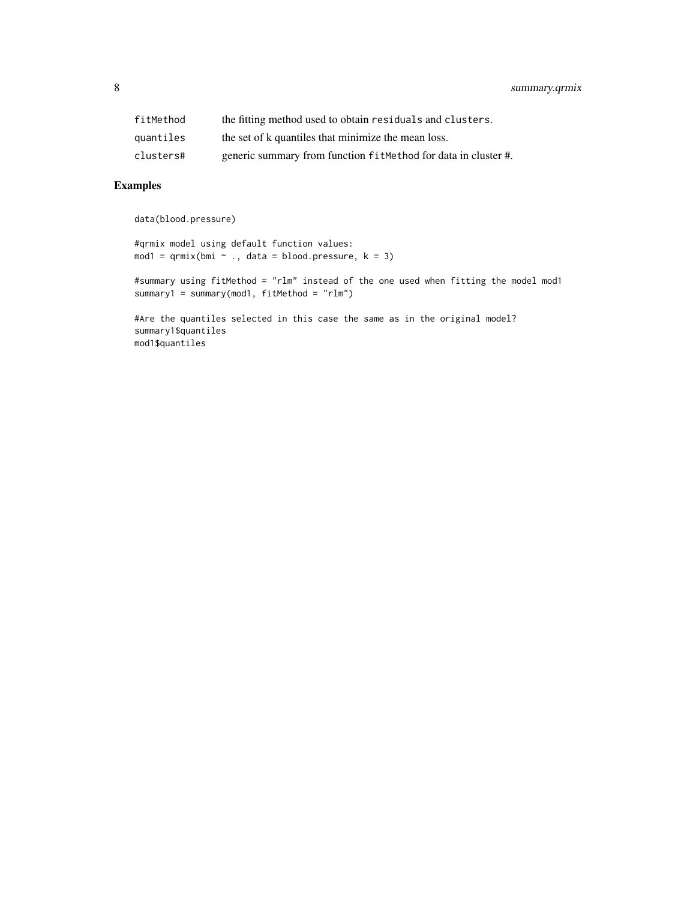| | |
|---|---|
| `fitMethod` | the fitting method used to obtain `residuals` and `clusters`. |
| `quantiles` | the set of k quantiles that minimize the mean loss. |
| `clusters#` | generic summary from function `fitMethod` for data in cluster #. |

## Examples

```
data(blood.pressure)

#qrmix model using default function values:
mod1 = qrmix(bmi ~ ., data = blood.pressure, k = 3)

#summary using fitMethod = "rlm" instead of the one used when fitting the model mod1
summary1 = summary(mod1, fitMethod = "rlm")

#Are the quantiles selected in this case the same as in the original model?
summary1$quantiles
mod1$quantiles
```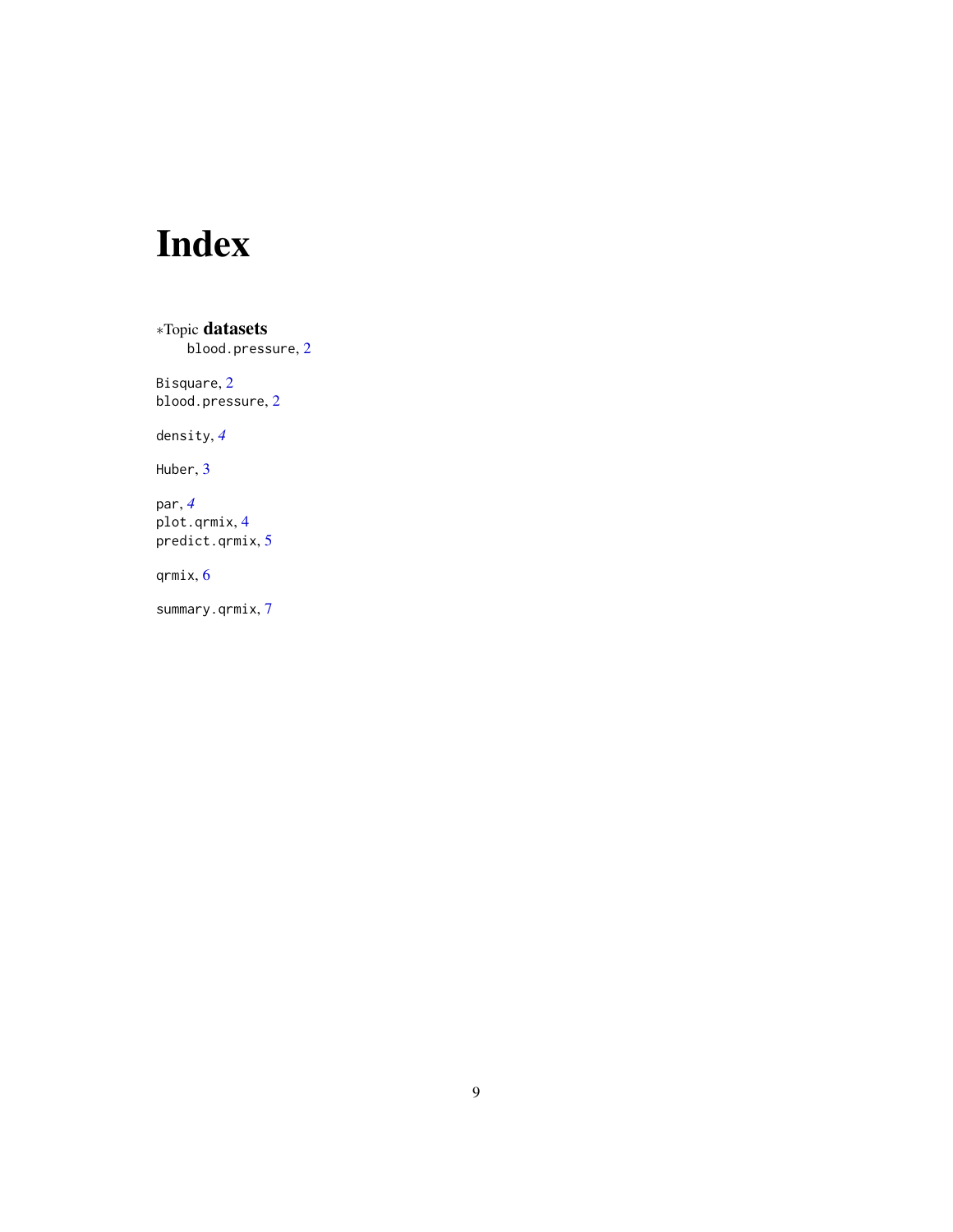# Index

*Topic **datasets**
    blood.pressure, 2

Bisquare, 2
blood.pressure, 2

density, *4*

Huber, 3

par, *4*
plot.qrmix, 4
predict.qrmix, 5

qrmix, 6

summary.qrmix, 7